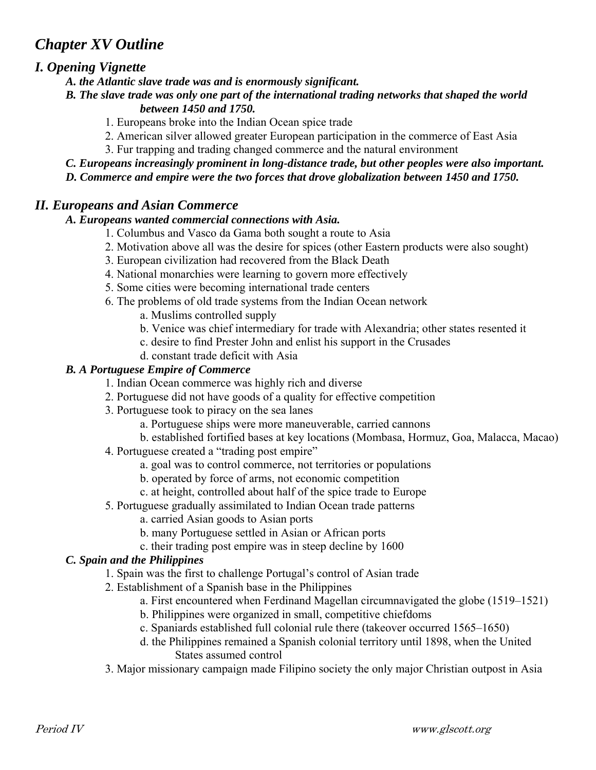# *Chapter XV Outline*

## *I. Opening Vignette*

- ***A. the Atlantic slave trade was and is enormously significant.***
- ***B. The slave trade was only one part of the international trading networks that shaped the world between 1450 and 1750.***
  1. Europeans broke into the Indian Ocean spice trade
  2. American silver allowed greater European participation in the commerce of East Asia
  3. Fur trapping and trading changed commerce and the natural environment
- ***C. Europeans increasingly prominent in long-distance trade, but other peoples were also important.***
- ***D. Commerce and empire were the two forces that drove globalization between 1450 and 1750.***

## *II. Europeans and Asian Commerce*

- ***A. Europeans wanted commercial connections with Asia.***
  1. Columbus and Vasco da Gama both sought a route to Asia
  2. Motivation above all was the desire for spices (other Eastern products were also sought)
  3. European civilization had recovered from the Black Death
  4. National monarchies were learning to govern more effectively
  5. Some cities were becoming international trade centers
  6. The problems of old trade systems from the Indian Ocean network
     - a. Muslims controlled supply
     - b. Venice was chief intermediary for trade with Alexandria; other states resented it
     - c. desire to find Prester John and enlist his support in the Crusades
     - d. constant trade deficit with Asia
- ***B. A Portuguese Empire of Commerce***
  1. Indian Ocean commerce was highly rich and diverse
  2. Portuguese did not have goods of a quality for effective competition
  3. Portuguese took to piracy on the sea lanes
     - a. Portuguese ships were more maneuverable, carried cannons
     - b. established fortified bases at key locations (Mombasa, Hormuz, Goa, Malacca, Macao)
  4. Portuguese created a "trading post empire"
     - a. goal was to control commerce, not territories or populations
     - b. operated by force of arms, not economic competition
     - c. at height, controlled about half of the spice trade to Europe
  5. Portuguese gradually assimilated to Indian Ocean trade patterns
     - a. carried Asian goods to Asian ports
     - b. many Portuguese settled in Asian or African ports
     - c. their trading post empire was in steep decline by 1600
- ***C. Spain and the Philippines***
  1. Spain was the first to challenge Portugal's control of Asian trade
  2. Establishment of a Spanish base in the Philippines
     - a. First encountered when Ferdinand Magellan circumnavigated the globe (1519–1521)
     - b. Philippines were organized in small, competitive chiefdoms
     - c. Spaniards established full colonial rule there (takeover occurred 1565–1650)
     - d. the Philippines remained a Spanish colonial territory until 1898, when the United States assumed control
  3. Major missionary campaign made Filipino society the only major Christian outpost in Asia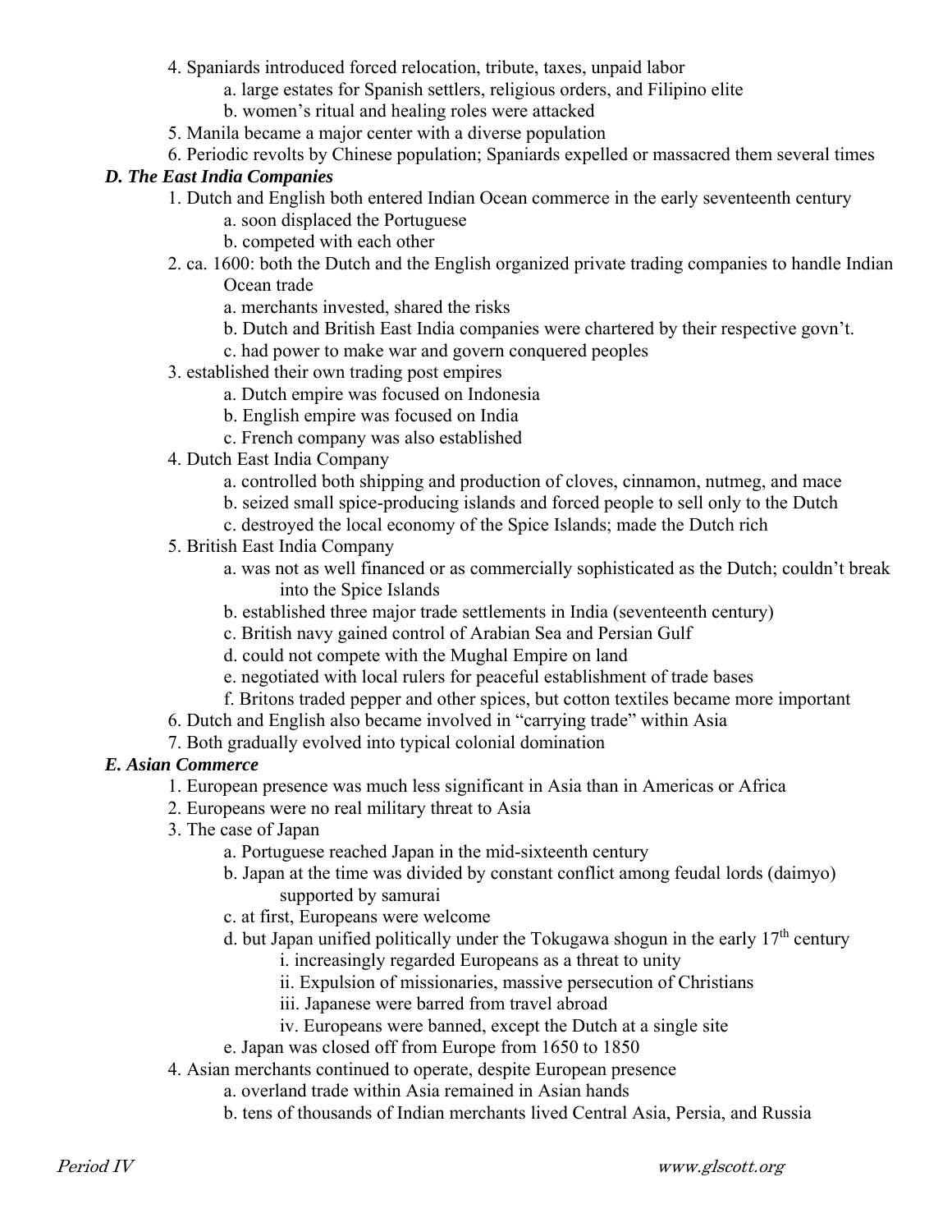4. Spaniards introduced forced relocation, tribute, taxes, unpaid labor
    a. large estates for Spanish settlers, religious orders, and Filipino elite
    b. women's ritual and healing roles were attacked
5. Manila became a major center with a diverse population
6. Periodic revolts by Chinese population; Spaniards expelled or massacred them several times

***D. The East India Companies***

1. Dutch and English both entered Indian Ocean commerce in the early seventeenth century
    a. soon displaced the Portuguese
    b. competed with each other
2. ca. 1600: both the Dutch and the English organized private trading companies to handle Indian Ocean trade
    a. merchants invested, shared the risks
    b. Dutch and British East India companies were chartered by their respective govn't.
    c. had power to make war and govern conquered peoples
3. established their own trading post empires
    a. Dutch empire was focused on Indonesia
    b. English empire was focused on India
    c. French company was also established
4. Dutch East India Company
    a. controlled both shipping and production of cloves, cinnamon, nutmeg, and mace
    b. seized small spice-producing islands and forced people to sell only to the Dutch
    c. destroyed the local economy of the Spice Islands; made the Dutch rich
5. British East India Company
    a. was not as well financed or as commercially sophisticated as the Dutch; couldn't break into the Spice Islands
    b. established three major trade settlements in India (seventeenth century)
    c. British navy gained control of Arabian Sea and Persian Gulf
    d. could not compete with the Mughal Empire on land
    e. negotiated with local rulers for peaceful establishment of trade bases
    f. Britons traded pepper and other spices, but cotton textiles became more important
6. Dutch and English also became involved in "carrying trade" within Asia
7. Both gradually evolved into typical colonial domination

***E. Asian Commerce***

1. European presence was much less significant in Asia than in Americas or Africa
2. Europeans were no real military threat to Asia
3. The case of Japan
    a. Portuguese reached Japan in the mid-sixteenth century
    b. Japan at the time was divided by constant conflict among feudal lords (daimyo) supported by samurai
    c. at first, Europeans were welcome
    d. but Japan unified politically under the Tokugawa shogun in the early 17th century
        i. increasingly regarded Europeans as a threat to unity
        ii. Expulsion of missionaries, massive persecution of Christians
        iii. Japanese were barred from travel abroad
        iv. Europeans were banned, except the Dutch at a single site
    e. Japan was closed off from Europe from 1650 to 1850
4. Asian merchants continued to operate, despite European presence
    a. overland trade within Asia remained in Asian hands
    b. tens of thousands of Indian merchants lived Central Asia, Persia, and Russia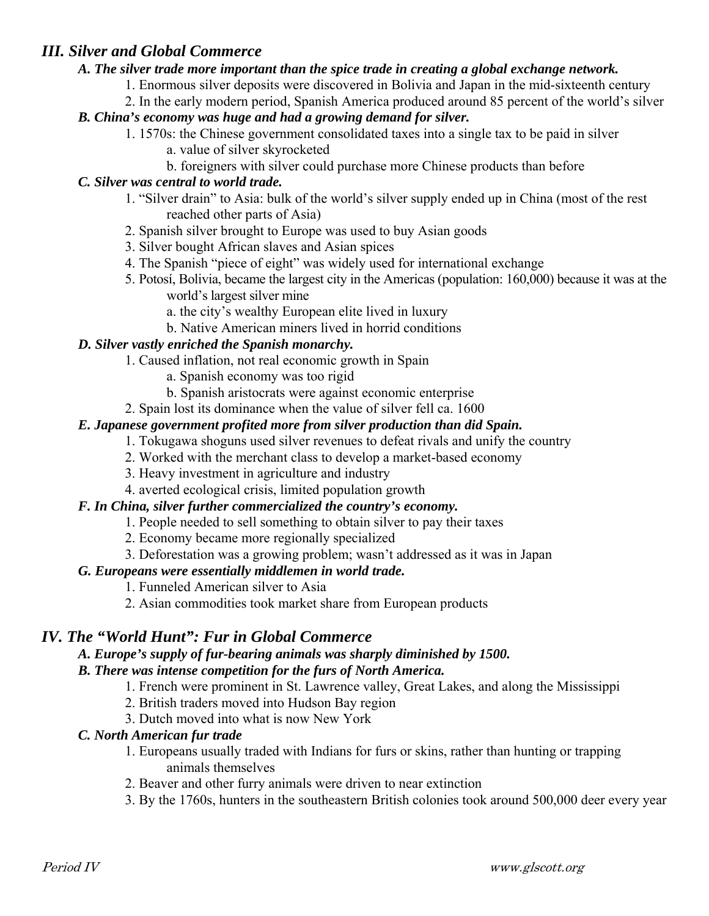## *III. Silver and Global Commerce*

### *A. The silver trade more important than the spice trade in creating a global exchange network.*

1. Enormous silver deposits were discovered in Bolivia and Japan in the mid-sixteenth century
2. In the early modern period, Spanish America produced around 85 percent of the world's silver

### *B. China's economy was huge and had a growing demand for silver.*

1. 1570s: the Chinese government consolidated taxes into a single tax to be paid in silver
   a. value of silver skyrocketed
   b. foreigners with silver could purchase more Chinese products than before

### *C. Silver was central to world trade.*

1. "Silver drain" to Asia: bulk of the world's silver supply ended up in China (most of the rest reached other parts of Asia)
2. Spanish silver brought to Europe was used to buy Asian goods
3. Silver bought African slaves and Asian spices
4. The Spanish "piece of eight" was widely used for international exchange
5. Potosí, Bolivia, became the largest city in the Americas (population: 160,000) because it was at the world's largest silver mine
   a. the city's wealthy European elite lived in luxury
   b. Native American miners lived in horrid conditions

### *D. Silver vastly enriched the Spanish monarchy.*

1. Caused inflation, not real economic growth in Spain
   a. Spanish economy was too rigid
   b. Spanish aristocrats were against economic enterprise
2. Spain lost its dominance when the value of silver fell ca. 1600

### *E. Japanese government profited more from silver production than did Spain.*

1. Tokugawa shoguns used silver revenues to defeat rivals and unify the country
2. Worked with the merchant class to develop a market-based economy
3. Heavy investment in agriculture and industry
4. averted ecological crisis, limited population growth

### *F. In China, silver further commercialized the country's economy.*

1. People needed to sell something to obtain silver to pay their taxes
2. Economy became more regionally specialized
3. Deforestation was a growing problem; wasn't addressed as it was in Japan

### *G. Europeans were essentially middlemen in world trade.*

1. Funneled American silver to Asia
2. Asian commodities took market share from European products

## *IV. The "World Hunt": Fur in Global Commerce*

### *A. Europe's supply of fur-bearing animals was sharply diminished by 1500.*

### *B. There was intense competition for the furs of North America.*

1. French were prominent in St. Lawrence valley, Great Lakes, and along the Mississippi
2. British traders moved into Hudson Bay region
3. Dutch moved into what is now New York

### *C. North American fur trade*

1. Europeans usually traded with Indians for furs or skins, rather than hunting or trapping animals themselves
2. Beaver and other furry animals were driven to near extinction
3. By the 1760s, hunters in the southeastern British colonies took around 500,000 deer every year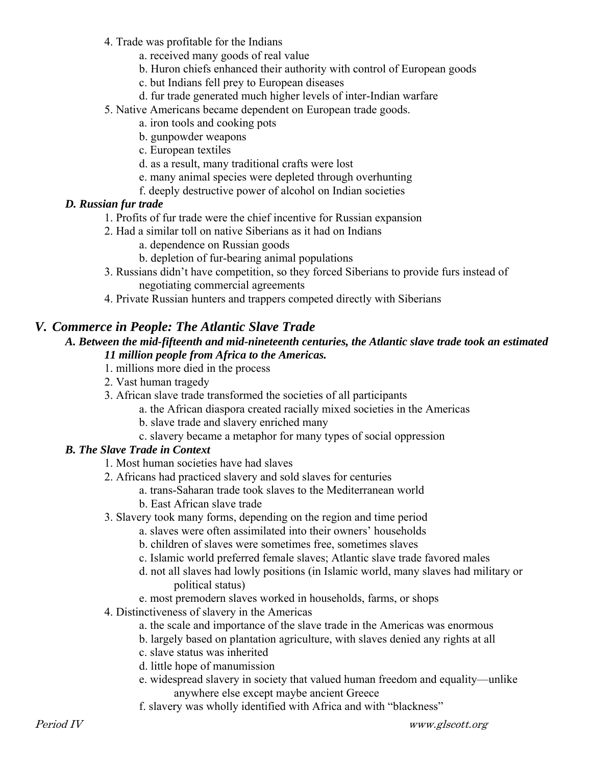4. Trade was profitable for the Indians
    a. received many goods of real value
    b. Huron chiefs enhanced their authority with control of European goods
    c. but Indians fell prey to European diseases
    d. fur trade generated much higher levels of inter-Indian warfare
5. Native Americans became dependent on European trade goods.
    a. iron tools and cooking pots
    b. gunpowder weapons
    c. European textiles
    d. as a result, many traditional crafts were lost
    e. many animal species were depleted through overhunting
    f. deeply destructive power of alcohol on Indian societies

### *D. Russian fur trade*

1. Profits of fur trade were the chief incentive for Russian expansion
2. Had a similar toll on native Siberians as it had on Indians
    a. dependence on Russian goods
    b. depletion of fur-bearing animal populations
3. Russians didn't have competition, so they forced Siberians to provide furs instead of negotiating commercial agreements
4. Private Russian hunters and trappers competed directly with Siberians

## *V. Commerce in People: The Atlantic Slave Trade*

### *A. Between the mid-fifteenth and mid-nineteenth centuries, the Atlantic slave trade took an estimated 11 million people from Africa to the Americas.*

1. millions more died in the process
2. Vast human tragedy
3. African slave trade transformed the societies of all participants
    a. the African diaspora created racially mixed societies in the Americas
    b. slave trade and slavery enriched many
    c. slavery became a metaphor for many types of social oppression

### *B. The Slave Trade in Context*

1. Most human societies have had slaves
2. Africans had practiced slavery and sold slaves for centuries
    a. trans-Saharan trade took slaves to the Mediterranean world
    b. East African slave trade
3. Slavery took many forms, depending on the region and time period
    a. slaves were often assimilated into their owners' households
    b. children of slaves were sometimes free, sometimes slaves
    c. Islamic world preferred female slaves; Atlantic slave trade favored males
    d. not all slaves had lowly positions (in Islamic world, many slaves had military or political status)
    e. most premodern slaves worked in households, farms, or shops
4. Distinctiveness of slavery in the Americas
    a. the scale and importance of the slave trade in the Americas was enormous
    b. largely based on plantation agriculture, with slaves denied any rights at all
    c. slave status was inherited
    d. little hope of manumission
    e. widespread slavery in society that valued human freedom and equality—unlike anywhere else except maybe ancient Greece
    f. slavery was wholly identified with Africa and with "blackness"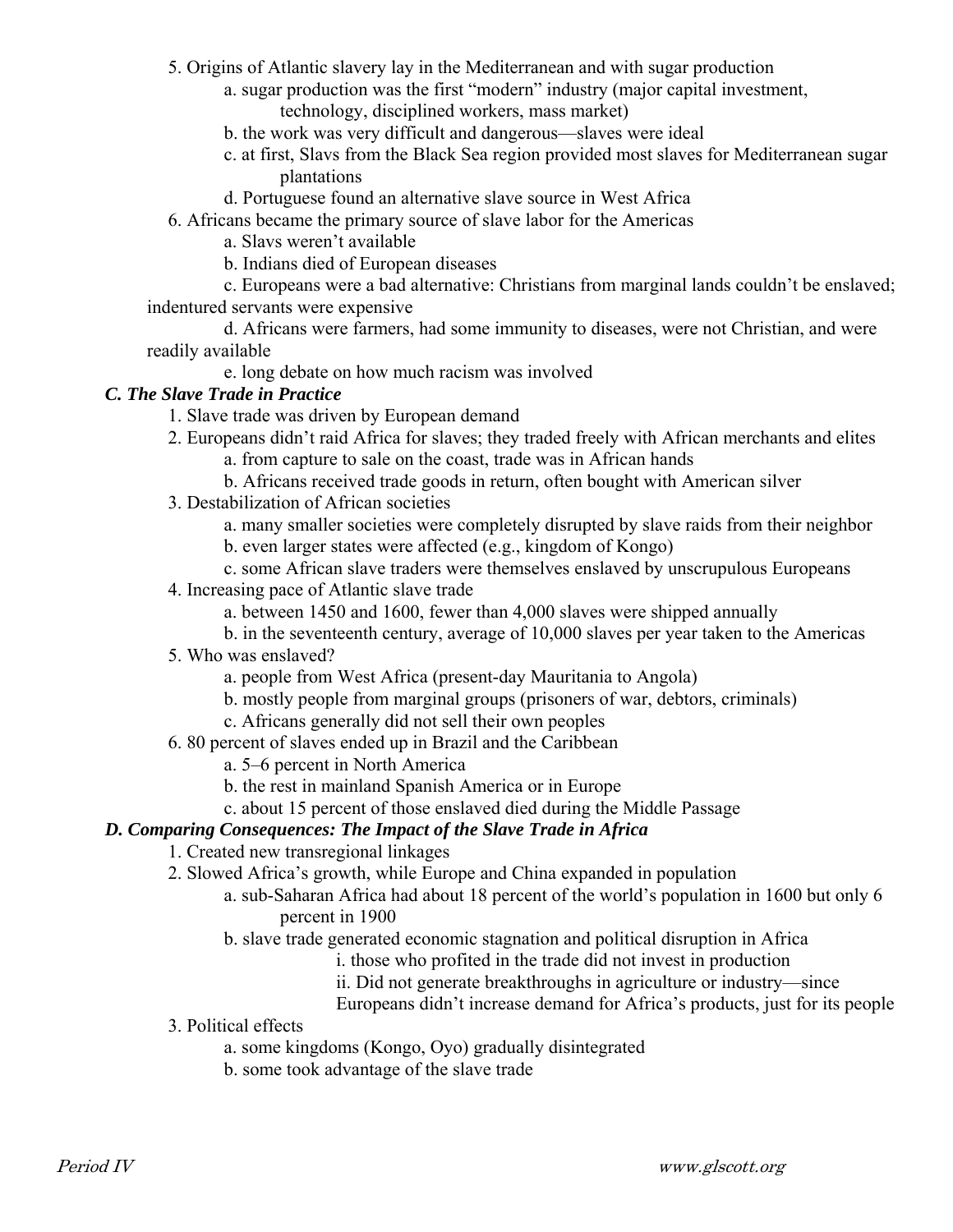5. Origins of Atlantic slavery lay in the Mediterranean and with sugar production
    a. sugar production was the first "modern" industry (major capital investment, technology, disciplined workers, mass market)
    b. the work was very difficult and dangerous—slaves were ideal
    c. at first, Slavs from the Black Sea region provided most slaves for Mediterranean sugar plantations
    d. Portuguese found an alternative slave source in West Africa
6. Africans became the primary source of slave labor for the Americas
    a. Slavs weren't available
    b. Indians died of European diseases
    c. Europeans were a bad alternative: Christians from marginal lands couldn't be enslaved; indentured servants were expensive
    d. Africans were farmers, had some immunity to diseases, were not Christian, and were readily available
    e. long debate on how much racism was involved

### *C. The Slave Trade in Practice*

1. Slave trade was driven by European demand
2. Europeans didn't raid Africa for slaves; they traded freely with African merchants and elites
    a. from capture to sale on the coast, trade was in African hands
    b. Africans received trade goods in return, often bought with American silver
3. Destabilization of African societies
    a. many smaller societies were completely disrupted by slave raids from their neighbor
    b. even larger states were affected (e.g., kingdom of Kongo)
    c. some African slave traders were themselves enslaved by unscrupulous Europeans
4. Increasing pace of Atlantic slave trade
    a. between 1450 and 1600, fewer than 4,000 slaves were shipped annually
    b. in the seventeenth century, average of 10,000 slaves per year taken to the Americas
5. Who was enslaved?
    a. people from West Africa (present-day Mauritania to Angola)
    b. mostly people from marginal groups (prisoners of war, debtors, criminals)
    c. Africans generally did not sell their own peoples
6. 80 percent of slaves ended up in Brazil and the Caribbean
    a. 5–6 percent in North America
    b. the rest in mainland Spanish America or in Europe
    c. about 15 percent of those enslaved died during the Middle Passage

### *D. Comparing Consequences: The Impact of the Slave Trade in Africa*

1. Created new transregional linkages
2. Slowed Africa's growth, while Europe and China expanded in population
    a. sub-Saharan Africa had about 18 percent of the world's population in 1600 but only 6 percent in 1900
    b. slave trade generated economic stagnation and political disruption in Africa
        i. those who profited in the trade did not invest in production
        ii. Did not generate breakthroughs in agriculture or industry—since Europeans didn't increase demand for Africa's products, just for its people
3. Political effects
    a. some kingdoms (Kongo, Oyo) gradually disintegrated
    b. some took advantage of the slave trade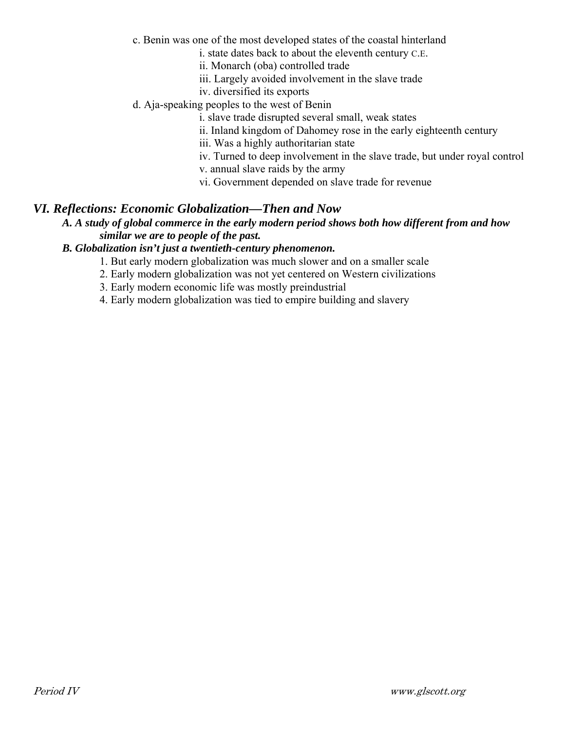c. Benin was one of the most developed states of the coastal hinterland

- i. state dates back to about the eleventh century C.E.
- ii. Monarch (oba) controlled trade
- iii. Largely avoided involvement in the slave trade
- iv. diversified its exports

d. Aja-speaking peoples to the west of Benin

- i. slave trade disrupted several small, weak states
- ii. Inland kingdom of Dahomey rose in the early eighteenth century
- iii. Was a highly authoritarian state
- iv. Turned to deep involvement in the slave trade, but under royal control
- v. annual slave raids by the army
- vi. Government depended on slave trade for revenue

## *VI. Reflections: Economic Globalization—Then and Now*

***A. A study of global commerce in the early modern period shows both how different from and how similar we are to people of the past.***

***B. Globalization isn't just a twentieth-century phenomenon.***

1. But early modern globalization was much slower and on a smaller scale
2. Early modern globalization was not yet centered on Western civilizations
3. Early modern economic life was mostly preindustrial
4. Early modern globalization was tied to empire building and slavery